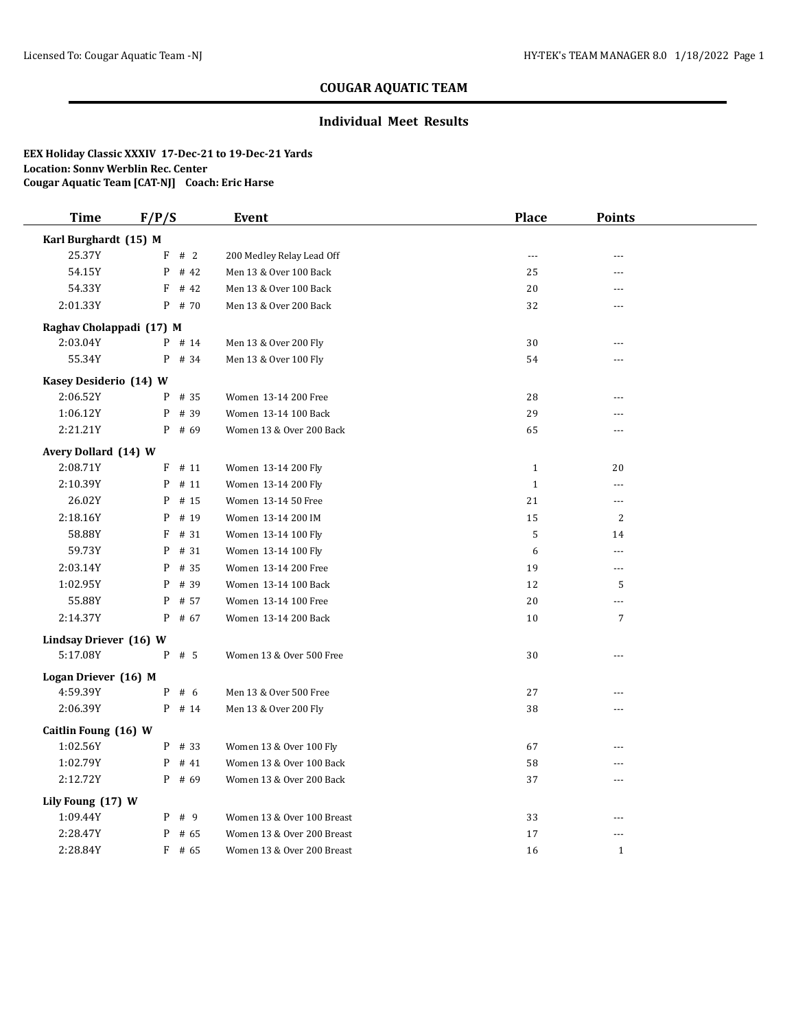## COUGAR AQUATIC TEAM

### Individual Meet Results

**EEX Holiday Classic XXXIV 17-Dec-21 to 19-Dec-21 Yards**
**Location: Sonny Werblin Rec. Center**
**Cougar Aquatic Team [CAT-NJ] Coach: Eric Harse**

| Time | F/P/S | Event | Place | Points |
|---|---|---|---|---|
| **Karl Burghardt (15) M** | | | | |
| 25.37Y | F # 2 | 200 Medley Relay Lead Off | --- | --- |
| 54.15Y | P # 42 | Men 13 & Over 100 Back | 25 | --- |
| 54.33Y | F # 42 | Men 13 & Over 100 Back | 20 | --- |
| 2:01.33Y | P # 70 | Men 13 & Over 200 Back | 32 | --- |
| **Raghav Cholappadi (17) M** | | | | |
| 2:03.04Y | P # 14 | Men 13 & Over 200 Fly | 30 | --- |
| 55.34Y | P # 34 | Men 13 & Over 100 Fly | 54 | --- |
| **Kasey Desiderio (14) W** | | | | |
| 2:06.52Y | P # 35 | Women 13-14 200 Free | 28 | --- |
| 1:06.12Y | P # 39 | Women 13-14 100 Back | 29 | --- |
| 2:21.21Y | P # 69 | Women 13 & Over 200 Back | 65 | --- |
| **Avery Dollard (14) W** | | | | |
| 2:08.71Y | F # 11 | Women 13-14 200 Fly | 1 | 20 |
| 2:10.39Y | P # 11 | Women 13-14 200 Fly | 1 | --- |
| 26.02Y | P # 15 | Women 13-14 50 Free | 21 | --- |
| 2:18.16Y | P # 19 | Women 13-14 200 IM | 15 | 2 |
| 58.88Y | F # 31 | Women 13-14 100 Fly | 5 | 14 |
| 59.73Y | P # 31 | Women 13-14 100 Fly | 6 | --- |
| 2:03.14Y | P # 35 | Women 13-14 200 Free | 19 | --- |
| 1:02.95Y | P # 39 | Women 13-14 100 Back | 12 | 5 |
| 55.88Y | P # 57 | Women 13-14 100 Free | 20 | --- |
| 2:14.37Y | P # 67 | Women 13-14 200 Back | 10 | 7 |
| **Lindsay Driever (16) W** | | | | |
| 5:17.08Y | P # 5 | Women 13 & Over 500 Free | 30 | --- |
| **Logan Driever (16) M** | | | | |
| 4:59.39Y | P # 6 | Men 13 & Over 500 Free | 27 | --- |
| 2:06.39Y | P # 14 | Men 13 & Over 200 Fly | 38 | --- |
| **Caitlin Foung (16) W** | | | | |
| 1:02.56Y | P # 33 | Women 13 & Over 100 Fly | 67 | --- |
| 1:02.79Y | P # 41 | Women 13 & Over 100 Back | 58 | --- |
| 2:12.72Y | P # 69 | Women 13 & Over 200 Back | 37 | --- |
| **Lily Foung (17) W** | | | | |
| 1:09.44Y | P # 9 | Women 13 & Over 100 Breast | 33 | --- |
| 2:28.47Y | P # 65 | Women 13 & Over 200 Breast | 17 | --- |
| 2:28.84Y | F # 65 | Women 13 & Over 200 Breast | 16 | 1 |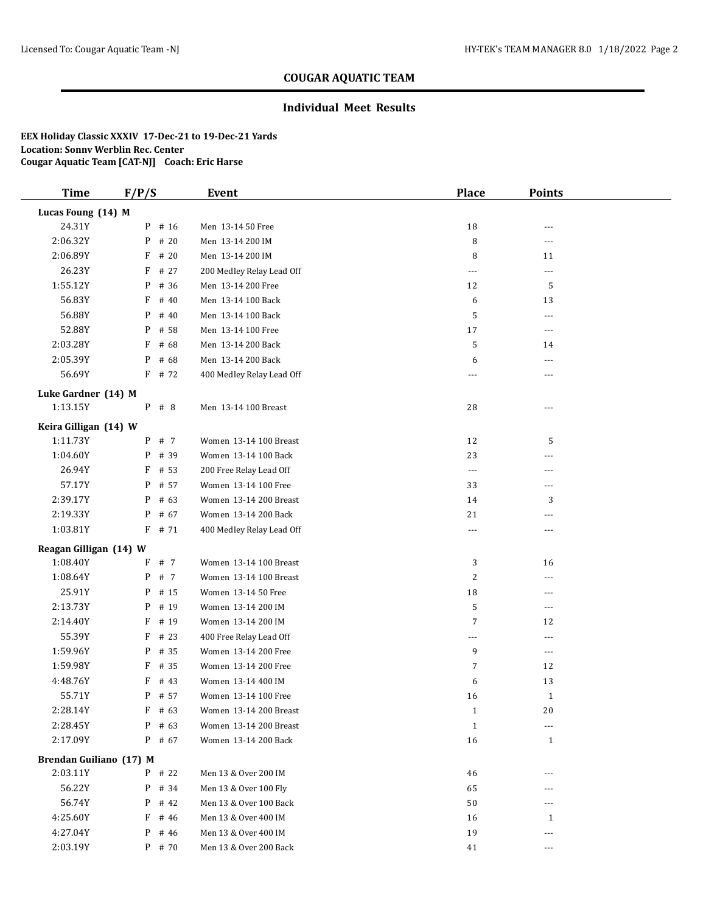# COUGAR AQUATIC TEAM

## Individual Meet Results

**EEX Holiday Classic XXXIV 17-Dec-21 to 19-Dec-21 Yards**
**Location: Sonny Werblin Rec. Center**
**Cougar Aquatic Team [CAT-NJ] Coach: Eric Harse**

| Time | F/P/S | | Event | Place | Points |
|---|---|---|---|---|---|
| **Lucas Foung (14) M** | | | | | |
| 24.31Y | P | # 16 | Men 13-14 50 Free | 18 | --- |
| 2:06.32Y | P | # 20 | Men 13-14 200 IM | 8 | --- |
| 2:06.89Y | F | # 20 | Men 13-14 200 IM | 8 | 11 |
| 26.23Y | F | # 27 | 200 Medley Relay Lead Off | --- | --- |
| 1:55.12Y | P | # 36 | Men 13-14 200 Free | 12 | 5 |
| 56.83Y | F | # 40 | Men 13-14 100 Back | 6 | 13 |
| 56.88Y | P | # 40 | Men 13-14 100 Back | 5 | --- |
| 52.88Y | P | # 58 | Men 13-14 100 Free | 17 | --- |
| 2:03.28Y | F | # 68 | Men 13-14 200 Back | 5 | 14 |
| 2:05.39Y | P | # 68 | Men 13-14 200 Back | 6 | --- |
| 56.69Y | F | # 72 | 400 Medley Relay Lead Off | --- | --- |
| **Luke Gardner (14) M** | | | | | |
| 1:13.15Y | P | # 8 | Men 13-14 100 Breast | 28 | --- |
| **Keira Gilligan (14) W** | | | | | |
| 1:11.73Y | P | # 7 | Women 13-14 100 Breast | 12 | 5 |
| 1:04.60Y | P | # 39 | Women 13-14 100 Back | 23 | --- |
| 26.94Y | F | # 53 | 200 Free Relay Lead Off | --- | --- |
| 57.17Y | P | # 57 | Women 13-14 100 Free | 33 | --- |
| 2:39.17Y | P | # 63 | Women 13-14 200 Breast | 14 | 3 |
| 2:19.33Y | P | # 67 | Women 13-14 200 Back | 21 | --- |
| 1:03.81Y | F | # 71 | 400 Medley Relay Lead Off | --- | --- |
| **Reagan Gilligan (14) W** | | | | | |
| 1:08.40Y | F | # 7 | Women 13-14 100 Breast | 3 | 16 |
| 1:08.64Y | P | # 7 | Women 13-14 100 Breast | 2 | --- |
| 25.91Y | P | # 15 | Women 13-14 50 Free | 18 | --- |
| 2:13.73Y | P | # 19 | Women 13-14 200 IM | 5 | --- |
| 2:14.40Y | F | # 19 | Women 13-14 200 IM | 7 | 12 |
| 55.39Y | F | # 23 | 400 Free Relay Lead Off | --- | --- |
| 1:59.96Y | P | # 35 | Women 13-14 200 Free | 9 | --- |
| 1:59.98Y | F | # 35 | Women 13-14 200 Free | 7 | 12 |
| 4:48.76Y | F | # 43 | Women 13-14 400 IM | 6 | 13 |
| 55.71Y | P | # 57 | Women 13-14 100 Free | 16 | 1 |
| 2:28.14Y | F | # 63 | Women 13-14 200 Breast | 1 | 20 |
| 2:28.45Y | P | # 63 | Women 13-14 200 Breast | 1 | --- |
| 2:17.09Y | P | # 67 | Women 13-14 200 Back | 16 | 1 |
| **Brendan Guiliano (17) M** | | | | | |
| 2:03.11Y | P | # 22 | Men 13 & Over 200 IM | 46 | --- |
| 56.22Y | P | # 34 | Men 13 & Over 100 Fly | 65 | --- |
| 56.74Y | P | # 42 | Men 13 & Over 100 Back | 50 | --- |
| 4:25.60Y | F | # 46 | Men 13 & Over 400 IM | 16 | 1 |
| 4:27.04Y | P | # 46 | Men 13 & Over 400 IM | 19 | --- |
| 2:03.19Y | P | # 70 | Men 13 & Over 200 Back | 41 | --- |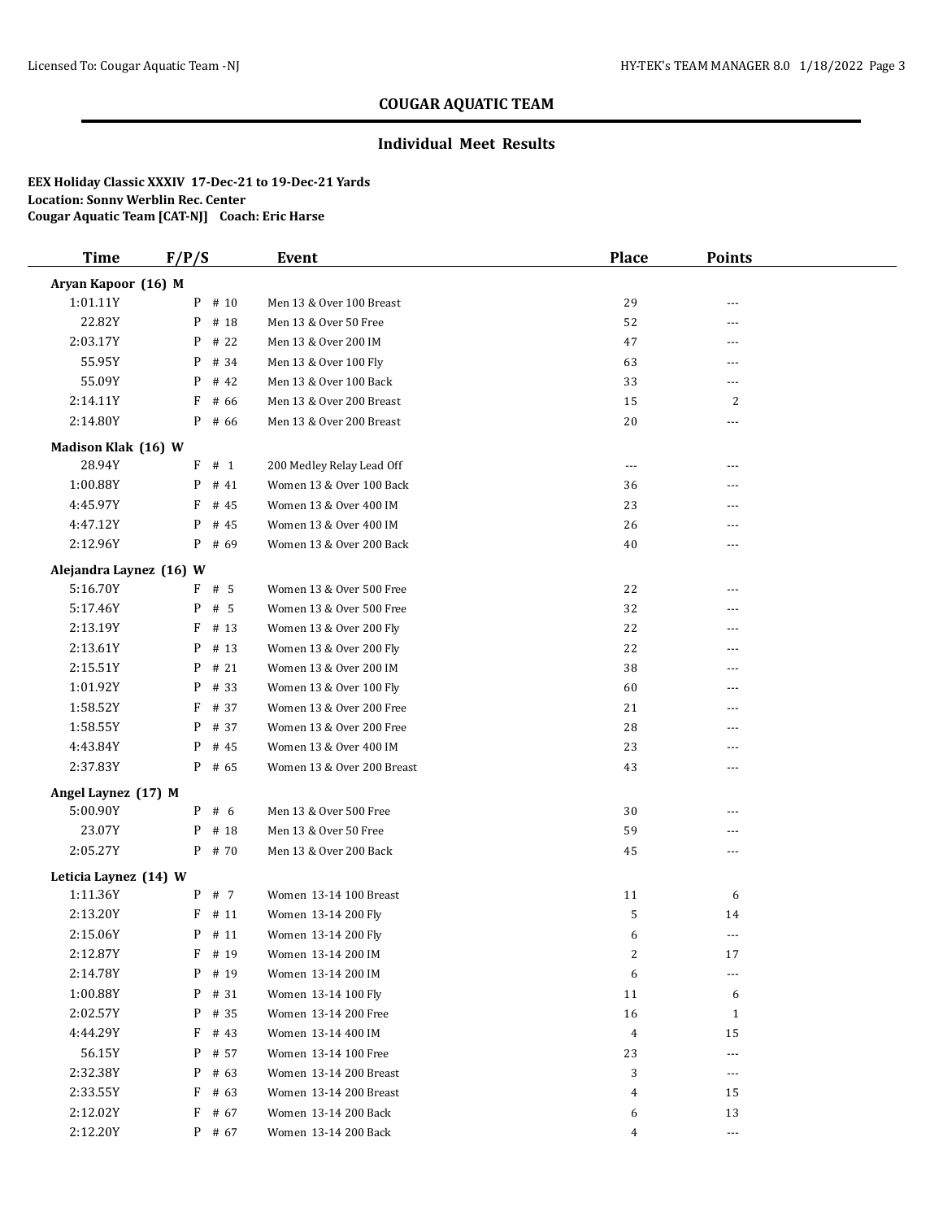## COUGAR AQUATIC TEAM

### Individual Meet Results

**EEX Holiday Classic XXXIV 17-Dec-21 to 19-Dec-21 Yards**
**Location: Sonny Werblin Rec. Center**
**Cougar Aquatic Team [CAT-NJ] Coach: Eric Harse**

| Time | F/P/S | | Event | Place | Points |
|---|---|---|---|---|---|
| **Aryan Kapoor (16) M** | | | | | |
| 1:01.11Y | P | # 10 | Men 13 & Over 100 Breast | 29 | --- |
| 22.82Y | P | # 18 | Men 13 & Over 50 Free | 52 | --- |
| 2:03.17Y | P | # 22 | Men 13 & Over 200 IM | 47 | --- |
| 55.95Y | P | # 34 | Men 13 & Over 100 Fly | 63 | --- |
| 55.09Y | P | # 42 | Men 13 & Over 100 Back | 33 | --- |
| 2:14.11Y | F | # 66 | Men 13 & Over 200 Breast | 15 | 2 |
| 2:14.80Y | P | # 66 | Men 13 & Over 200 Breast | 20 | --- |
| **Madison Klak (16) W** | | | | | |
| 28.94Y | F | # 1 | 200 Medley Relay Lead Off | --- | --- |
| 1:00.88Y | P | # 41 | Women 13 & Over 100 Back | 36 | --- |
| 4:45.97Y | F | # 45 | Women 13 & Over 400 IM | 23 | --- |
| 4:47.12Y | P | # 45 | Women 13 & Over 400 IM | 26 | --- |
| 2:12.96Y | P | # 69 | Women 13 & Over 200 Back | 40 | --- |
| **Alejandra Laynez (16) W** | | | | | |
| 5:16.70Y | F | # 5 | Women 13 & Over 500 Free | 22 | --- |
| 5:17.46Y | P | # 5 | Women 13 & Over 500 Free | 32 | --- |
| 2:13.19Y | F | # 13 | Women 13 & Over 200 Fly | 22 | --- |
| 2:13.61Y | P | # 13 | Women 13 & Over 200 Fly | 22 | --- |
| 2:15.51Y | P | # 21 | Women 13 & Over 200 IM | 38 | --- |
| 1:01.92Y | P | # 33 | Women 13 & Over 100 Fly | 60 | --- |
| 1:58.52Y | F | # 37 | Women 13 & Over 200 Free | 21 | --- |
| 1:58.55Y | P | # 37 | Women 13 & Over 200 Free | 28 | --- |
| 4:43.84Y | P | # 45 | Women 13 & Over 400 IM | 23 | --- |
| 2:37.83Y | P | # 65 | Women 13 & Over 200 Breast | 43 | --- |
| **Angel Laynez (17) M** | | | | | |
| 5:00.90Y | P | # 6 | Men 13 & Over 500 Free | 30 | --- |
| 23.07Y | P | # 18 | Men 13 & Over 50 Free | 59 | --- |
| 2:05.27Y | P | # 70 | Men 13 & Over 200 Back | 45 | --- |
| **Leticia Laynez (14) W** | | | | | |
| 1:11.36Y | P | # 7 | Women 13-14 100 Breast | 11 | 6 |
| 2:13.20Y | F | # 11 | Women 13-14 200 Fly | 5 | 14 |
| 2:15.06Y | P | # 11 | Women 13-14 200 Fly | 6 | --- |
| 2:12.87Y | F | # 19 | Women 13-14 200 IM | 2 | 17 |
| 2:14.78Y | P | # 19 | Women 13-14 200 IM | 6 | --- |
| 1:00.88Y | P | # 31 | Women 13-14 100 Fly | 11 | 6 |
| 2:02.57Y | P | # 35 | Women 13-14 200 Free | 16 | 1 |
| 4:44.29Y | F | # 43 | Women 13-14 400 IM | 4 | 15 |
| 56.15Y | P | # 57 | Women 13-14 100 Free | 23 | --- |
| 2:32.38Y | P | # 63 | Women 13-14 200 Breast | 3 | --- |
| 2:33.55Y | F | # 63 | Women 13-14 200 Breast | 4 | 15 |
| 2:12.02Y | F | # 67 | Women 13-14 200 Back | 6 | 13 |
| 2:12.20Y | P | # 67 | Women 13-14 200 Back | 4 | --- |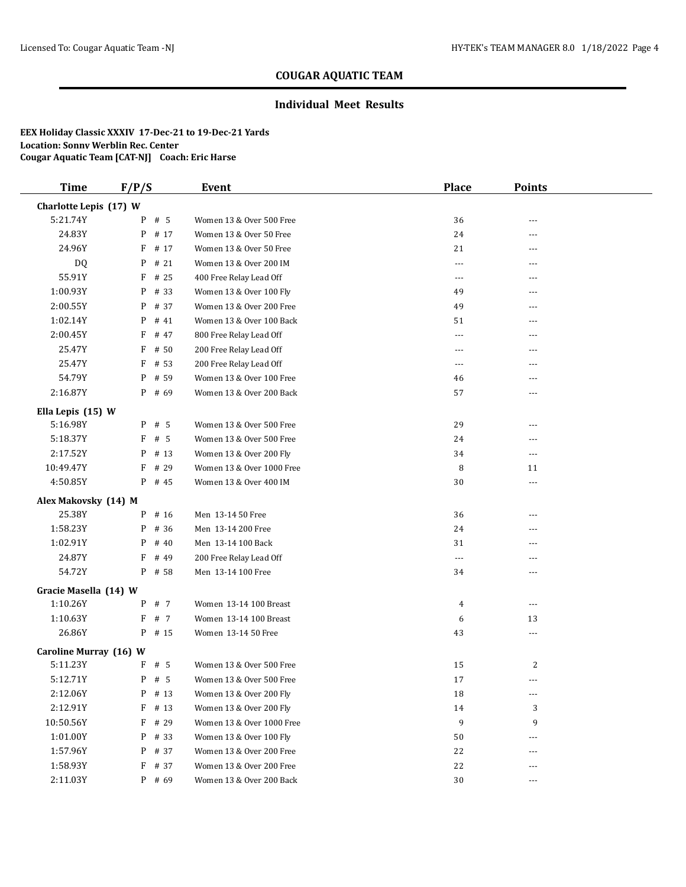## COUGAR AQUATIC TEAM

### Individual Meet Results

**EEX Holiday Classic XXXIV 17-Dec-21 to 19-Dec-21 Yards**
**Location: Sonny Werblin Rec. Center**
**Cougar Aquatic Team [CAT-NJ] Coach: Eric Harse**

| Time | F/P/S | Event | Place | Points |
|---|---|---|---|---|
| **Charlotte Lepis (17) W** | | | | |
| 5:21.74Y | P # 5 | Women 13 & Over 500 Free | 36 | --- |
| 24.83Y | P # 17 | Women 13 & Over 50 Free | 24 | --- |
| 24.96Y | F # 17 | Women 13 & Over 50 Free | 21 | --- |
| DQ | P # 21 | Women 13 & Over 200 IM | --- | --- |
| 55.91Y | F # 25 | 400 Free Relay Lead Off | --- | --- |
| 1:00.93Y | P # 33 | Women 13 & Over 100 Fly | 49 | --- |
| 2:00.55Y | P # 37 | Women 13 & Over 200 Free | 49 | --- |
| 1:02.14Y | P # 41 | Women 13 & Over 100 Back | 51 | --- |
| 2:00.45Y | F # 47 | 800 Free Relay Lead Off | --- | --- |
| 25.47Y | F # 50 | 200 Free Relay Lead Off | --- | --- |
| 25.47Y | F # 53 | 200 Free Relay Lead Off | --- | --- |
| 54.79Y | P # 59 | Women 13 & Over 100 Free | 46 | --- |
| 2:16.87Y | P # 69 | Women 13 & Over 200 Back | 57 | --- |
| **Ella Lepis (15) W** | | | | |
| 5:16.98Y | P # 5 | Women 13 & Over 500 Free | 29 | --- |
| 5:18.37Y | F # 5 | Women 13 & Over 500 Free | 24 | --- |
| 2:17.52Y | P # 13 | Women 13 & Over 200 Fly | 34 | --- |
| 10:49.47Y | F # 29 | Women 13 & Over 1000 Free | 8 | 11 |
| 4:50.85Y | P # 45 | Women 13 & Over 400 IM | 30 | --- |
| **Alex Makovsky (14) M** | | | | |
| 25.38Y | P # 16 | Men 13-14 50 Free | 36 | --- |
| 1:58.23Y | P # 36 | Men 13-14 200 Free | 24 | --- |
| 1:02.91Y | P # 40 | Men 13-14 100 Back | 31 | --- |
| 24.87Y | F # 49 | 200 Free Relay Lead Off | --- | --- |
| 54.72Y | P # 58 | Men 13-14 100 Free | 34 | --- |
| **Gracie Masella (14) W** | | | | |
| 1:10.26Y | P # 7 | Women 13-14 100 Breast | 4 | --- |
| 1:10.63Y | F # 7 | Women 13-14 100 Breast | 6 | 13 |
| 26.86Y | P # 15 | Women 13-14 50 Free | 43 | --- |
| **Caroline Murray (16) W** | | | | |
| 5:11.23Y | F # 5 | Women 13 & Over 500 Free | 15 | 2 |
| 5:12.71Y | P # 5 | Women 13 & Over 500 Free | 17 | --- |
| 2:12.06Y | P # 13 | Women 13 & Over 200 Fly | 18 | --- |
| 2:12.91Y | F # 13 | Women 13 & Over 200 Fly | 14 | 3 |
| 10:50.56Y | F # 29 | Women 13 & Over 1000 Free | 9 | 9 |
| 1:01.00Y | P # 33 | Women 13 & Over 100 Fly | 50 | --- |
| 1:57.96Y | P # 37 | Women 13 & Over 200 Free | 22 | --- |
| 1:58.93Y | F # 37 | Women 13 & Over 200 Free | 22 | --- |
| 2:11.03Y | P # 69 | Women 13 & Over 200 Back | 30 | --- |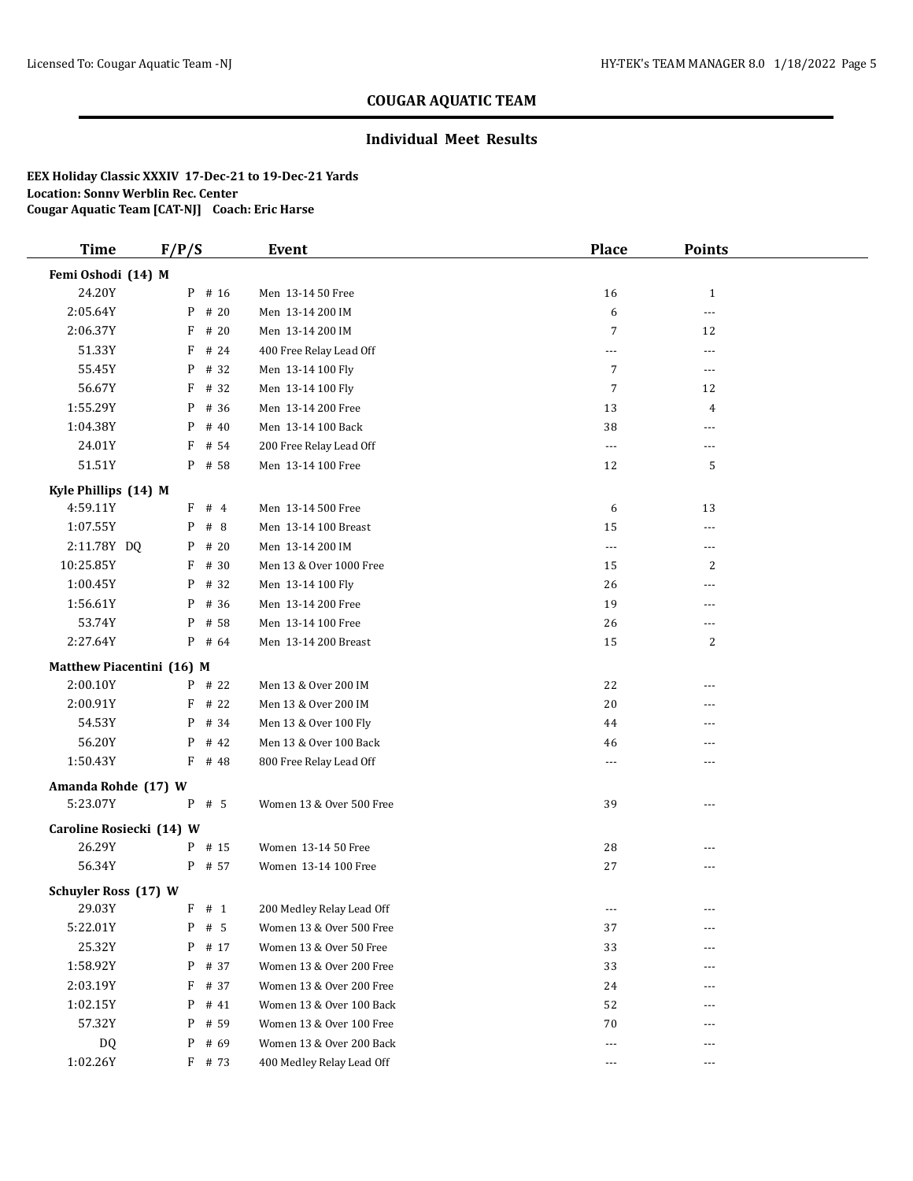## COUGAR AQUATIC TEAM

### Individual Meet Results

**EEX Holiday Classic XXXIV 17-Dec-21 to 19-Dec-21 Yards**
**Location: Sonny Werblin Rec. Center**
**Cougar Aquatic Team [CAT-NJ] Coach: Eric Harse**

| Time | F/P/S | Event | Place | Points |
|---|---|---|---|---|
| **Femi Oshodi (14) M** | | | | |
| 24.20Y | P # 16 | Men 13-14 50 Free | 16 | 1 |
| 2:05.64Y | P # 20 | Men 13-14 200 IM | 6 | --- |
| 2:06.37Y | F # 20 | Men 13-14 200 IM | 7 | 12 |
| 51.33Y | F # 24 | 400 Free Relay Lead Off | --- | --- |
| 55.45Y | P # 32 | Men 13-14 100 Fly | 7 | --- |
| 56.67Y | F # 32 | Men 13-14 100 Fly | 7 | 12 |
| 1:55.29Y | P # 36 | Men 13-14 200 Free | 13 | 4 |
| 1:04.38Y | P # 40 | Men 13-14 100 Back | 38 | --- |
| 24.01Y | F # 54 | 200 Free Relay Lead Off | --- | --- |
| 51.51Y | P # 58 | Men 13-14 100 Free | 12 | 5 |
| **Kyle Phillips (14) M** | | | | |
| 4:59.11Y | F # 4 | Men 13-14 500 Free | 6 | 13 |
| 1:07.55Y | P # 8 | Men 13-14 100 Breast | 15 | --- |
| 2:11.78Y DQ | P # 20 | Men 13-14 200 IM | --- | --- |
| 10:25.85Y | F # 30 | Men 13 & Over 1000 Free | 15 | 2 |
| 1:00.45Y | P # 32 | Men 13-14 100 Fly | 26 | --- |
| 1:56.61Y | P # 36 | Men 13-14 200 Free | 19 | --- |
| 53.74Y | P # 58 | Men 13-14 100 Free | 26 | --- |
| 2:27.64Y | P # 64 | Men 13-14 200 Breast | 15 | 2 |
| **Matthew Piacentini (16) M** | | | | |
| 2:00.10Y | P # 22 | Men 13 & Over 200 IM | 22 | --- |
| 2:00.91Y | F # 22 | Men 13 & Over 200 IM | 20 | --- |
| 54.53Y | P # 34 | Men 13 & Over 100 Fly | 44 | --- |
| 56.20Y | P # 42 | Men 13 & Over 100 Back | 46 | --- |
| 1:50.43Y | F # 48 | 800 Free Relay Lead Off | --- | --- |
| **Amanda Rohde (17) W** | | | | |
| 5:23.07Y | P # 5 | Women 13 & Over 500 Free | 39 | --- |
| **Caroline Rosiecki (14) W** | | | | |
| 26.29Y | P # 15 | Women 13-14 50 Free | 28 | --- |
| 56.34Y | P # 57 | Women 13-14 100 Free | 27 | --- |
| **Schuyler Ross (17) W** | | | | |
| 29.03Y | F # 1 | 200 Medley Relay Lead Off | --- | --- |
| 5:22.01Y | P # 5 | Women 13 & Over 500 Free | 37 | --- |
| 25.32Y | P # 17 | Women 13 & Over 50 Free | 33 | --- |
| 1:58.92Y | P # 37 | Women 13 & Over 200 Free | 33 | --- |
| 2:03.19Y | F # 37 | Women 13 & Over 200 Free | 24 | --- |
| 1:02.15Y | P # 41 | Women 13 & Over 100 Back | 52 | --- |
| 57.32Y | P # 59 | Women 13 & Over 100 Free | 70 | --- |
| DQ | P # 69 | Women 13 & Over 200 Back | --- | --- |
| 1:02.26Y | F # 73 | 400 Medley Relay Lead Off | --- | --- |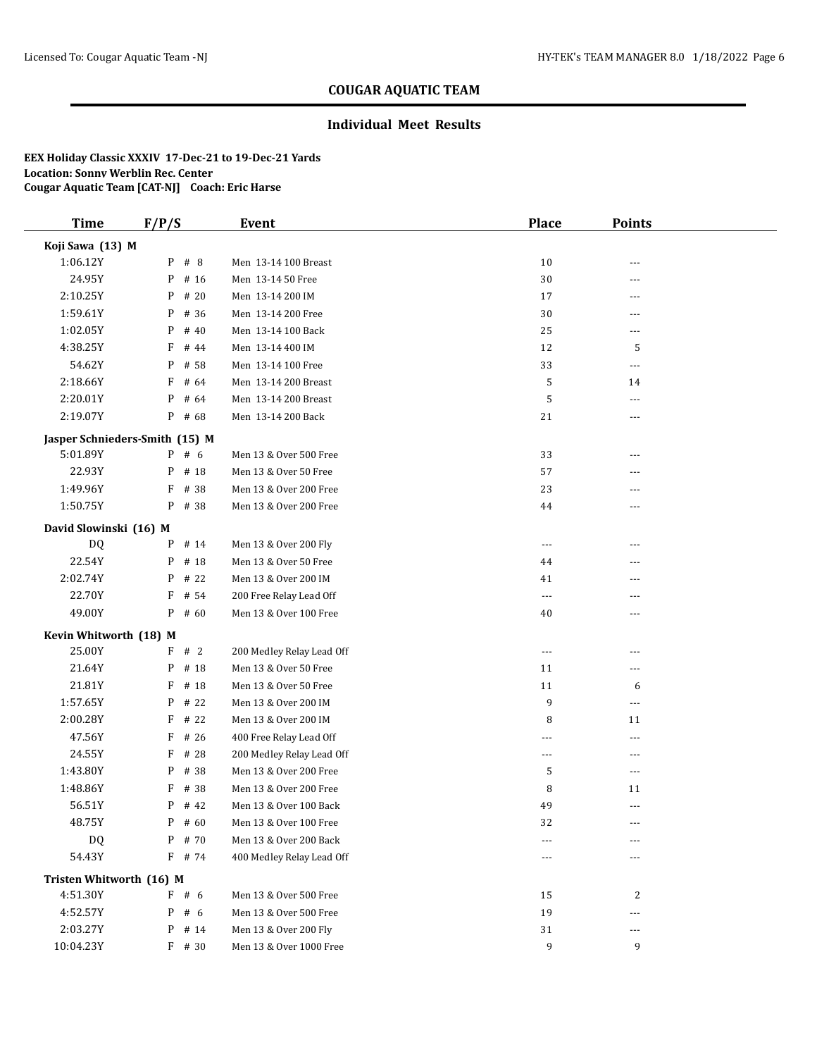# COUGAR AQUATIC TEAM

## Individual Meet Results

**EEX Holiday Classic XXXIV 17-Dec-21 to 19-Dec-21 Yards**
**Location: Sonny Werblin Rec. Center**
**Cougar Aquatic Team [CAT-NJ] Coach: Eric Harse**

| Time | F/P/S | Event | Place | Points |
|---|---|---|---|---|
| **Koji Sawa (13) M** | | | | |
| 1:06.12Y | P # 8 | Men 13-14 100 Breast | 10 | --- |
| 24.95Y | P # 16 | Men 13-14 50 Free | 30 | --- |
| 2:10.25Y | P # 20 | Men 13-14 200 IM | 17 | --- |
| 1:59.61Y | P # 36 | Men 13-14 200 Free | 30 | --- |
| 1:02.05Y | P # 40 | Men 13-14 100 Back | 25 | --- |
| 4:38.25Y | F # 44 | Men 13-14 400 IM | 12 | 5 |
| 54.62Y | P # 58 | Men 13-14 100 Free | 33 | --- |
| 2:18.66Y | F # 64 | Men 13-14 200 Breast | 5 | 14 |
| 2:20.01Y | P # 64 | Men 13-14 200 Breast | 5 | --- |
| 2:19.07Y | P # 68 | Men 13-14 200 Back | 21 | --- |
| **Jasper Schnieders-Smith (15) M** | | | | |
| 5:01.89Y | P # 6 | Men 13 & Over 500 Free | 33 | --- |
| 22.93Y | P # 18 | Men 13 & Over 50 Free | 57 | --- |
| 1:49.96Y | F # 38 | Men 13 & Over 200 Free | 23 | --- |
| 1:50.75Y | P # 38 | Men 13 & Over 200 Free | 44 | --- |
| **David Slowinski (16) M** | | | | |
| DQ | P # 14 | Men 13 & Over 200 Fly | --- | --- |
| 22.54Y | P # 18 | Men 13 & Over 50 Free | 44 | --- |
| 2:02.74Y | P # 22 | Men 13 & Over 200 IM | 41 | --- |
| 22.70Y | F # 54 | 200 Free Relay Lead Off | --- | --- |
| 49.00Y | P # 60 | Men 13 & Over 100 Free | 40 | --- |
| **Kevin Whitworth (18) M** | | | | |
| 25.00Y | F # 2 | 200 Medley Relay Lead Off | --- | --- |
| 21.64Y | P # 18 | Men 13 & Over 50 Free | 11 | --- |
| 21.81Y | F # 18 | Men 13 & Over 50 Free | 11 | 6 |
| 1:57.65Y | P # 22 | Men 13 & Over 200 IM | 9 | --- |
| 2:00.28Y | F # 22 | Men 13 & Over 200 IM | 8 | 11 |
| 47.56Y | F # 26 | 400 Free Relay Lead Off | --- | --- |
| 24.55Y | F # 28 | 200 Medley Relay Lead Off | --- | --- |
| 1:43.80Y | P # 38 | Men 13 & Over 200 Free | 5 | --- |
| 1:48.86Y | F # 38 | Men 13 & Over 200 Free | 8 | 11 |
| 56.51Y | P # 42 | Men 13 & Over 100 Back | 49 | --- |
| 48.75Y | P # 60 | Men 13 & Over 100 Free | 32 | --- |
| DQ | P # 70 | Men 13 & Over 200 Back | --- | --- |
| 54.43Y | F # 74 | 400 Medley Relay Lead Off | --- | --- |
| **Tristen Whitworth (16) M** | | | | |
| 4:51.30Y | F # 6 | Men 13 & Over 500 Free | 15 | 2 |
| 4:52.57Y | P # 6 | Men 13 & Over 500 Free | 19 | --- |
| 2:03.27Y | P # 14 | Men 13 & Over 200 Fly | 31 | --- |
| 10:04.23Y | F # 30 | Men 13 & Over 1000 Free | 9 | 9 |